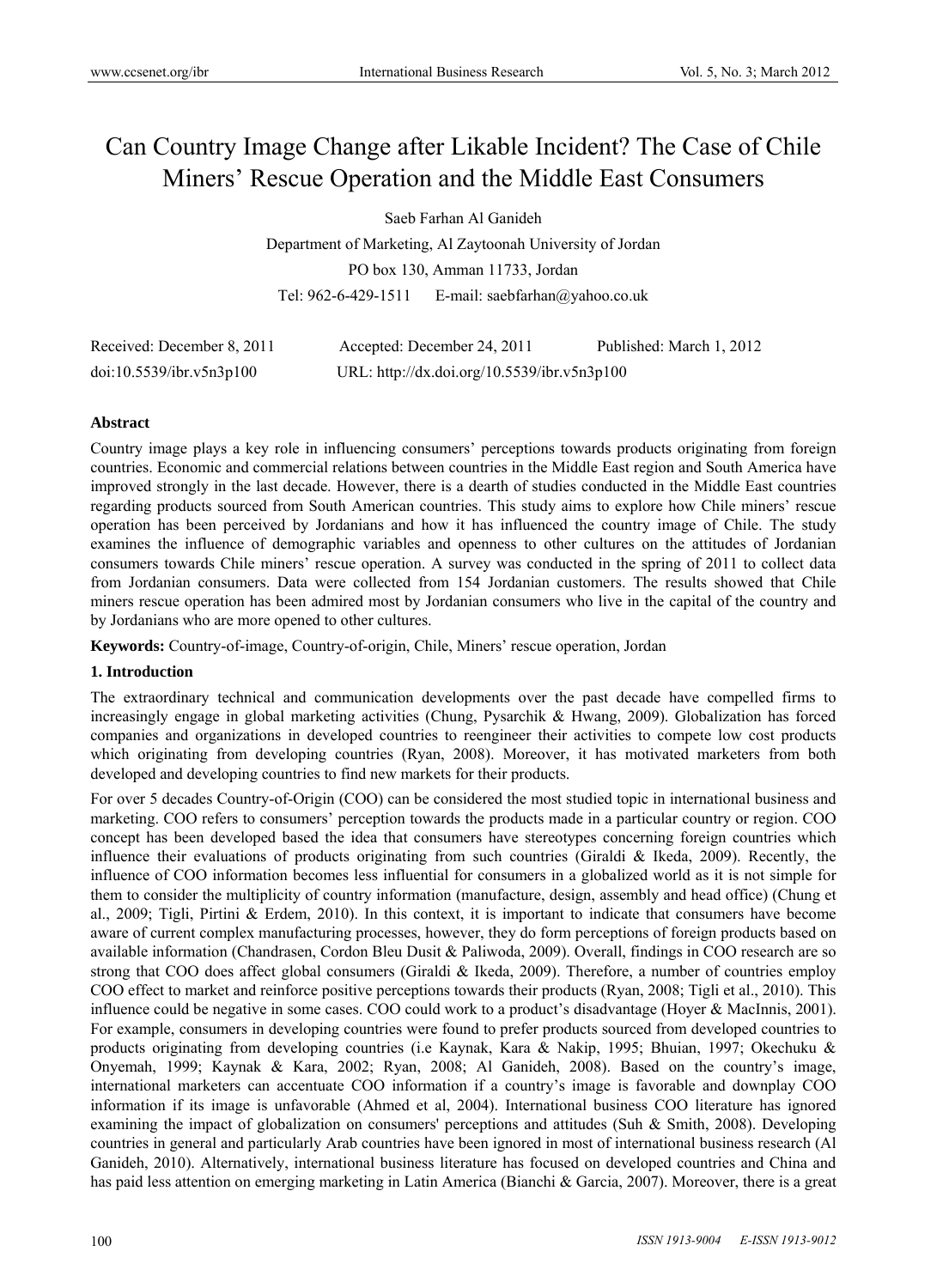# Can Country Image Change after Likable Incident? The Case of Chile Miners' Rescue Operation and the Middle East Consumers

Saeb Farhan Al Ganideh

Department of Marketing, Al Zaytoonah University of Jordan

PO box 130, Amman 11733, Jordan

Tel: 962-6-429-1511 E-mail: saebfarhan@yahoo.co.uk

Received: December 8, 2011 Accepted: December 24, 2011 Published: March 1, 2012

doi:10.5539/ibr.v5n3p100 URL: http://dx.doi.org/10.5539/ibr.v5n3p100

**Abstract**

Country image plays a key role in influencing consumers' perceptions towards products originating from foreign countries. Economic and commercial relations between countries in the Middle East region and South America have improved strongly in the last decade. However, there is a dearth of studies conducted in the Middle East countries regarding products sourced from South American countries. This study aims to explore how Chile miners' rescue operation has been perceived by Jordanians and how it has influenced the country image of Chile. The study examines the influence of demographic variables and openness to other cultures on the attitudes of Jordanian consumers towards Chile miners' rescue operation. A survey was conducted in the spring of 2011 to collect data from Jordanian consumers. Data were collected from 154 Jordanian customers. The results showed that Chile miners rescue operation has been admired most by Jordanian consumers who live in the capital of the country and by Jordanians who are more opened to other cultures.

**Keywords:** Country-of-image, Country-of-origin, Chile, Miners' rescue operation, Jordan

## 1. Introduction

The extraordinary technical and communication developments over the past decade have compelled firms to increasingly engage in global marketing activities (Chung, Pysarchik & Hwang, 2009). Globalization has forced companies and organizations in developed countries to reengineer their activities to compete low cost products which originating from developing countries (Ryan, 2008). Moreover, it has motivated marketers from both developed and developing countries to find new markets for their products.

For over 5 decades Country-of-Origin (COO) can be considered the most studied topic in international business and marketing. COO refers to consumers' perception towards the products made in a particular country or region. COO concept has been developed based the idea that consumers have stereotypes concerning foreign countries which influence their evaluations of products originating from such countries (Giraldi & Ikeda, 2009). Recently, the influence of COO information becomes less influential for consumers in a globalized world as it is not simple for them to consider the multiplicity of country information (manufacture, design, assembly and head office) (Chung et al., 2009; Tigli, Pirtini & Erdem, 2010). In this context, it is important to indicate that consumers have become aware of current complex manufacturing processes, however, they do form perceptions of foreign products based on available information (Chandrasen, Cordon Bleu Dusit & Paliwoda, 2009). Overall, findings in COO research are so strong that COO does affect global consumers (Giraldi & Ikeda, 2009). Therefore, a number of countries employ COO effect to market and reinforce positive perceptions towards their products (Ryan, 2008; Tigli et al., 2010). This influence could be negative in some cases. COO could work to a product's disadvantage (Hoyer & MacInnis, 2001). For example, consumers in developing countries were found to prefer products sourced from developed countries to products originating from developing countries (i.e Kaynak, Kara & Nakip, 1995; Bhuian, 1997; Okechuku & Onyemah, 1999; Kaynak & Kara, 2002; Ryan, 2008; Al Ganideh, 2008). Based on the country's image, international marketers can accentuate COO information if a country's image is favorable and downplay COO information if its image is unfavorable (Ahmed et al, 2004). International business COO literature has ignored examining the impact of globalization on consumers' perceptions and attitudes (Suh & Smith, 2008). Developing countries in general and particularly Arab countries have been ignored in most of international business research (Al Ganideh, 2010). Alternatively, international business literature has focused on developed countries and China and has paid less attention on emerging marketing in Latin America (Bianchi & Garcia, 2007). Moreover, there is a great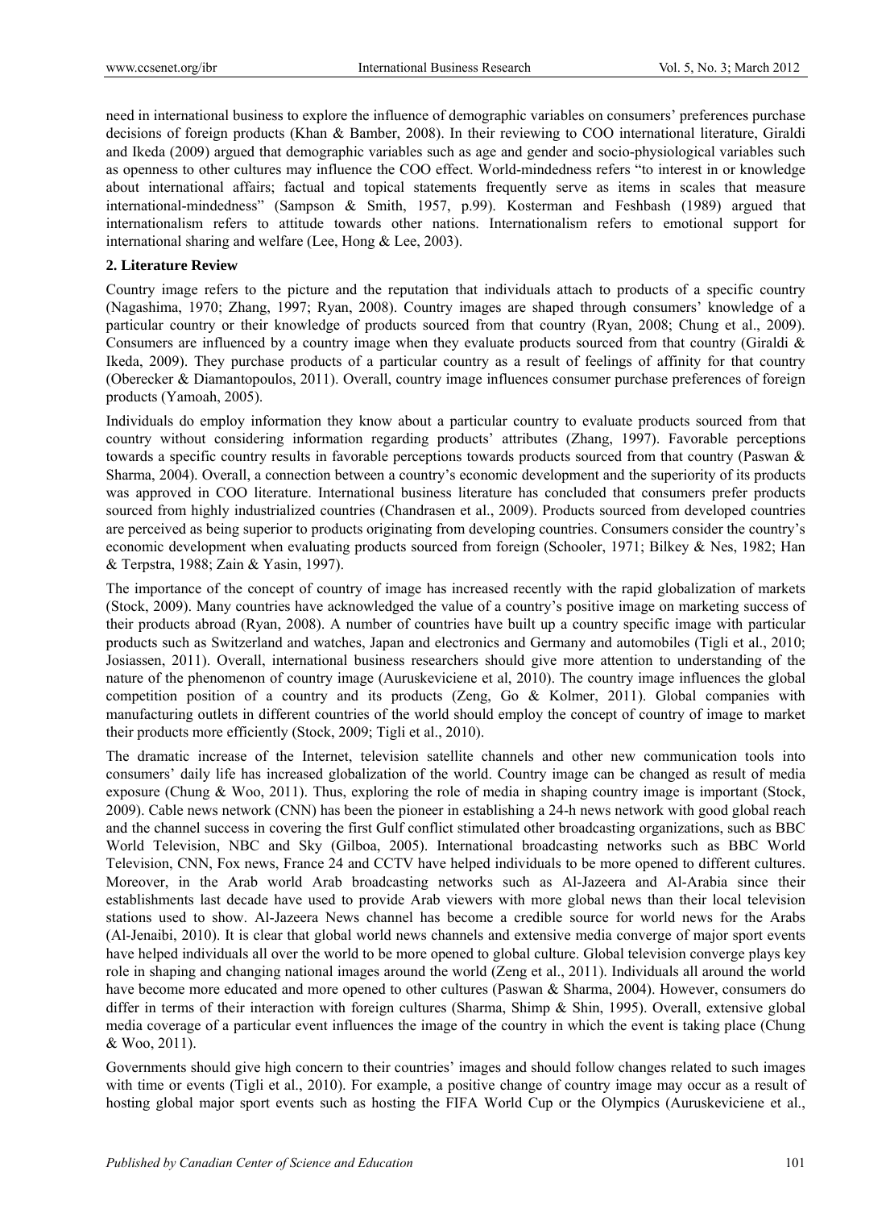need in international business to explore the influence of demographic variables on consumers' preferences purchase decisions of foreign products (Khan & Bamber, 2008). In their reviewing to COO international literature, Giraldi and Ikeda (2009) argued that demographic variables such as age and gender and socio-physiological variables such as openness to other cultures may influence the COO effect. World-mindedness refers "to interest in or knowledge about international affairs; factual and topical statements frequently serve as items in scales that measure international-mindedness" (Sampson & Smith, 1957, p.99). Kosterman and Feshbash (1989) argued that internationalism refers to attitude towards other nations. Internationalism refers to emotional support for international sharing and welfare (Lee, Hong & Lee, 2003).

## 2. Literature Review

Country image refers to the picture and the reputation that individuals attach to products of a specific country (Nagashima, 1970; Zhang, 1997; Ryan, 2008). Country images are shaped through consumers' knowledge of a particular country or their knowledge of products sourced from that country (Ryan, 2008; Chung et al., 2009). Consumers are influenced by a country image when they evaluate products sourced from that country (Giraldi & Ikeda, 2009). They purchase products of a particular country as a result of feelings of affinity for that country (Oberecker & Diamantopoulos, 2011). Overall, country image influences consumer purchase preferences of foreign products (Yamoah, 2005).

Individuals do employ information they know about a particular country to evaluate products sourced from that country without considering information regarding products' attributes (Zhang, 1997). Favorable perceptions towards a specific country results in favorable perceptions towards products sourced from that country (Paswan & Sharma, 2004). Overall, a connection between a country's economic development and the superiority of its products was approved in COO literature. International business literature has concluded that consumers prefer products sourced from highly industrialized countries (Chandrasen et al., 2009). Products sourced from developed countries are perceived as being superior to products originating from developing countries. Consumers consider the country's economic development when evaluating products sourced from foreign (Schooler, 1971; Bilkey & Nes, 1982; Han & Terpstra, 1988; Zain & Yasin, 1997).

The importance of the concept of country of image has increased recently with the rapid globalization of markets (Stock, 2009). Many countries have acknowledged the value of a country's positive image on marketing success of their products abroad (Ryan, 2008). A number of countries have built up a country specific image with particular products such as Switzerland and watches, Japan and electronics and Germany and automobiles (Tigli et al., 2010; Josiassen, 2011). Overall, international business researchers should give more attention to understanding of the nature of the phenomenon of country image (Auruskeviciene et al, 2010). The country image influences the global competition position of a country and its products (Zeng, Go & Kolmer, 2011). Global companies with manufacturing outlets in different countries of the world should employ the concept of country of image to market their products more efficiently (Stock, 2009; Tigli et al., 2010).

The dramatic increase of the Internet, television satellite channels and other new communication tools into consumers' daily life has increased globalization of the world. Country image can be changed as result of media exposure (Chung & Woo, 2011). Thus, exploring the role of media in shaping country image is important (Stock, 2009). Cable news network (CNN) has been the pioneer in establishing a 24-h news network with good global reach and the channel success in covering the first Gulf conflict stimulated other broadcasting organizations, such as BBC World Television, NBC and Sky (Gilboa, 2005). International broadcasting networks such as BBC World Television, CNN, Fox news, France 24 and CCTV have helped individuals to be more opened to different cultures. Moreover, in the Arab world Arab broadcasting networks such as Al-Jazeera and Al-Arabia since their establishments last decade have used to provide Arab viewers with more global news than their local television stations used to show. Al-Jazeera News channel has become a credible source for world news for the Arabs (Al-Jenaibi, 2010). It is clear that global world news channels and extensive media converge of major sport events have helped individuals all over the world to be more opened to global culture. Global television converge plays key role in shaping and changing national images around the world (Zeng et al., 2011). Individuals all around the world have become more educated and more opened to other cultures (Paswan & Sharma, 2004). However, consumers do differ in terms of their interaction with foreign cultures (Sharma, Shimp & Shin, 1995). Overall, extensive global media coverage of a particular event influences the image of the country in which the event is taking place (Chung & Woo, 2011).

Governments should give high concern to their countries' images and should follow changes related to such images with time or events (Tigli et al., 2010). For example, a positive change of country image may occur as a result of hosting global major sport events such as hosting the FIFA World Cup or the Olympics (Auruskeviciene et al.,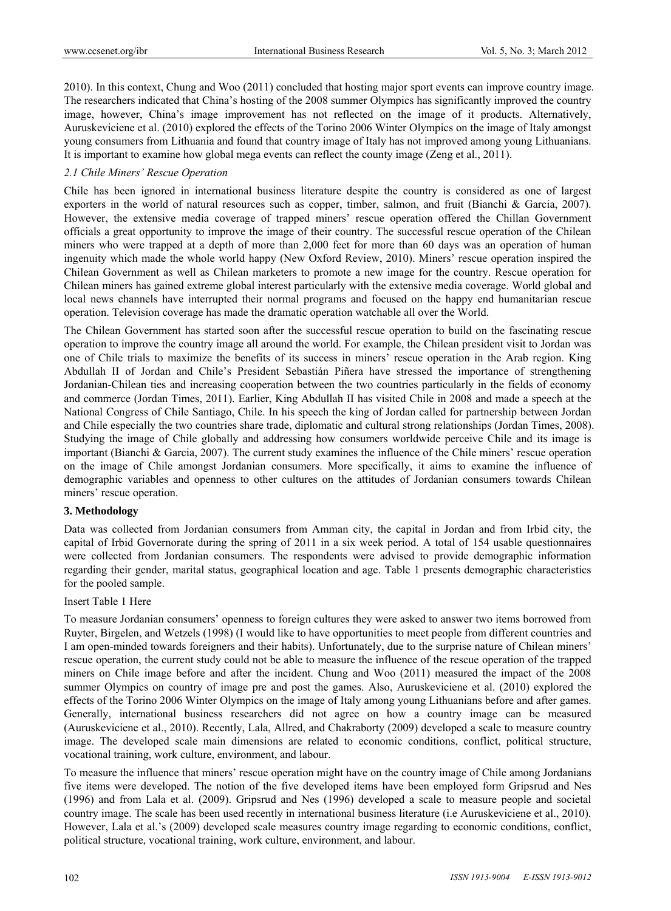2010). In this context, Chung and Woo (2011) concluded that hosting major sport events can improve country image. The researchers indicated that China's hosting of the 2008 summer Olympics has significantly improved the country image, however, China's image improvement has not reflected on the image of it products. Alternatively, Auruskeviciene et al. (2010) explored the effects of the Torino 2006 Winter Olympics on the image of Italy amongst young consumers from Lithuania and found that country image of Italy has not improved among young Lithuanians. It is important to examine how global mega events can reflect the county image (Zeng et al., 2011).

### *2.1 Chile Miners' Rescue Operation*

Chile has been ignored in international business literature despite the country is considered as one of largest exporters in the world of natural resources such as copper, timber, salmon, and fruit (Bianchi & Garcia, 2007). However, the extensive media coverage of trapped miners' rescue operation offered the Chillan Government officials a great opportunity to improve the image of their country. The successful rescue operation of the Chilean miners who were trapped at a depth of more than 2,000 feet for more than 60 days was an operation of human ingenuity which made the whole world happy (New Oxford Review, 2010). Miners' rescue operation inspired the Chilean Government as well as Chilean marketers to promote a new image for the country. Rescue operation for Chilean miners has gained extreme global interest particularly with the extensive media coverage. World global and local news channels have interrupted their normal programs and focused on the happy end humanitarian rescue operation. Television coverage has made the dramatic operation watchable all over the World.

The Chilean Government has started soon after the successful rescue operation to build on the fascinating rescue operation to improve the country image all around the world. For example, the Chilean president visit to Jordan was one of Chile trials to maximize the benefits of its success in miners' rescue operation in the Arab region. King Abdullah II of Jordan and Chile's President Sebastián Piñera have stressed the importance of strengthening Jordanian-Chilean ties and increasing cooperation between the two countries particularly in the fields of economy and commerce (Jordan Times, 2011). Earlier, King Abdullah II has visited Chile in 2008 and made a speech at the National Congress of Chile Santiago, Chile. In his speech the king of Jordan called for partnership between Jordan and Chile especially the two countries share trade, diplomatic and cultural strong relationships (Jordan Times, 2008). Studying the image of Chile globally and addressing how consumers worldwide perceive Chile and its image is important (Bianchi & Garcia, 2007). The current study examines the influence of the Chile miners' rescue operation on the image of Chile amongst Jordanian consumers. More specifically, it aims to examine the influence of demographic variables and openness to other cultures on the attitudes of Jordanian consumers towards Chilean miners' rescue operation.

## 3. Methodology

Data was collected from Jordanian consumers from Amman city, the capital in Jordan and from Irbid city, the capital of Irbid Governorate during the spring of 2011 in a six week period. A total of 154 usable questionnaires were collected from Jordanian consumers. The respondents were advised to provide demographic information regarding their gender, marital status, geographical location and age. Table 1 presents demographic characteristics for the pooled sample.

Insert Table 1 Here

To measure Jordanian consumers' openness to foreign cultures they were asked to answer two items borrowed from Ruyter, Birgelen, and Wetzels (1998) (I would like to have opportunities to meet people from different countries and I am open-minded towards foreigners and their habits). Unfortunately, due to the surprise nature of Chilean miners' rescue operation, the current study could not be able to measure the influence of the rescue operation of the trapped miners on Chile image before and after the incident. Chung and Woo (2011) measured the impact of the 2008 summer Olympics on country of image pre and post the games. Also, Auruskeviciene et al. (2010) explored the effects of the Torino 2006 Winter Olympics on the image of Italy among young Lithuanians before and after games. Generally, international business researchers did not agree on how a country image can be measured (Auruskeviciene et al., 2010). Recently, Lala, Allred, and Chakraborty (2009) developed a scale to measure country image. The developed scale main dimensions are related to economic conditions, conflict, political structure, vocational training, work culture, environment, and labour.

To measure the influence that miners' rescue operation might have on the country image of Chile among Jordanians five items were developed. The notion of the five developed items have been employed form Gripsrud and Nes (1996) and from Lala et al. (2009). Gripsrud and Nes (1996) developed a scale to measure people and societal country image. The scale has been used recently in international business literature (i.e Auruskeviciene et al., 2010). However, Lala et al.'s (2009) developed scale measures country image regarding to economic conditions, conflict, political structure, vocational training, work culture, environment, and labour.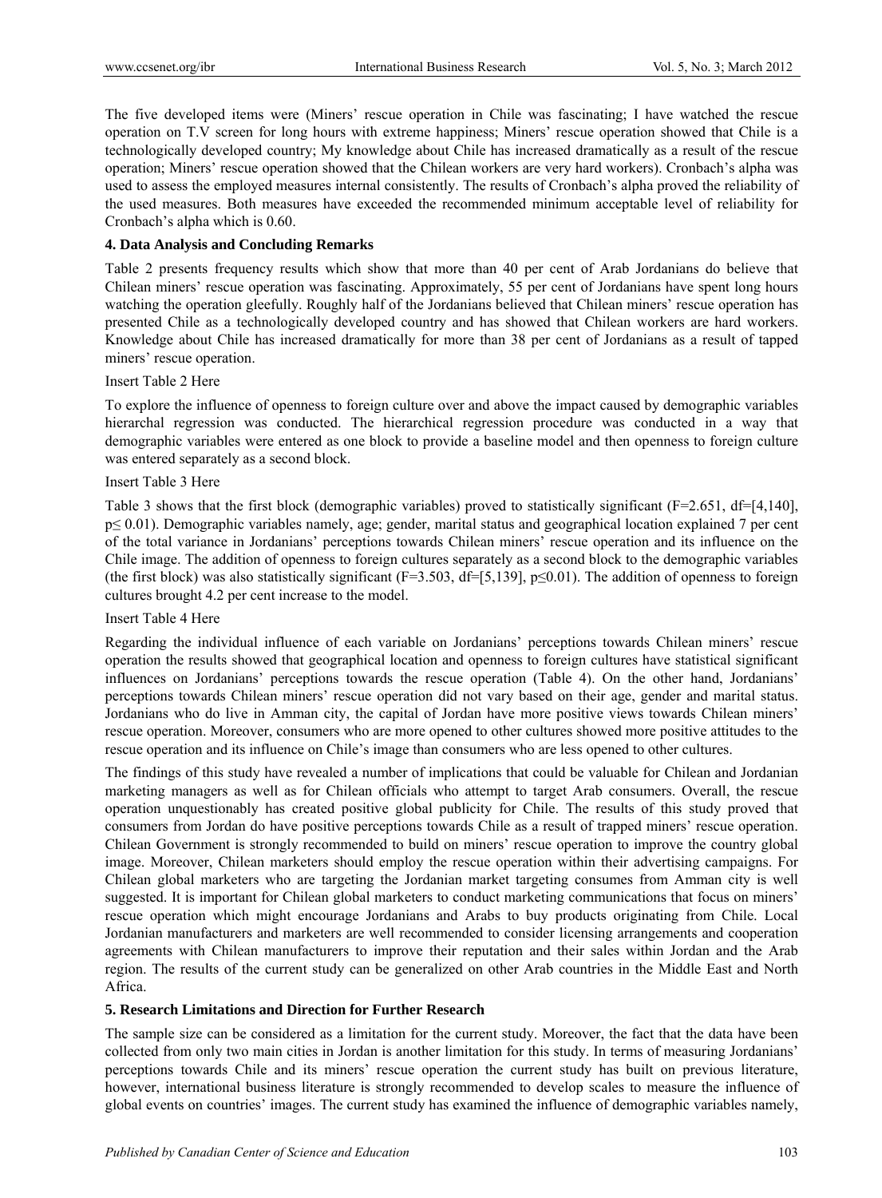The five developed items were (Miners' rescue operation in Chile was fascinating; I have watched the rescue operation on T.V screen for long hours with extreme happiness; Miners' rescue operation showed that Chile is a technologically developed country; My knowledge about Chile has increased dramatically as a result of the rescue operation; Miners' rescue operation showed that the Chilean workers are very hard workers). Cronbach's alpha was used to assess the employed measures internal consistently. The results of Cronbach's alpha proved the reliability of the used measures. Both measures have exceeded the recommended minimum acceptable level of reliability for Cronbach's alpha which is 0.60.

## 4. Data Analysis and Concluding Remarks

Table 2 presents frequency results which show that more than 40 per cent of Arab Jordanians do believe that Chilean miners' rescue operation was fascinating. Approximately, 55 per cent of Jordanians have spent long hours watching the operation gleefully. Roughly half of the Jordanians believed that Chilean miners' rescue operation has presented Chile as a technologically developed country and has showed that Chilean workers are hard workers. Knowledge about Chile has increased dramatically for more than 38 per cent of Jordanians as a result of tapped miners' rescue operation.

Insert Table 2 Here

To explore the influence of openness to foreign culture over and above the impact caused by demographic variables hierarchal regression was conducted. The hierarchical regression procedure was conducted in a way that demographic variables were entered as one block to provide a baseline model and then openness to foreign culture was entered separately as a second block.

Insert Table 3 Here

Table 3 shows that the first block (demographic variables) proved to statistically significant ($F=2.651$, $df=[4,140]$, $p \leq 0.01$). Demographic variables namely, age; gender, marital status and geographical location explained 7 per cent of the total variance in Jordanians' perceptions towards Chilean miners' rescue operation and its influence on the Chile image. The addition of openness to foreign cultures separately as a second block to the demographic variables (the first block) was also statistically significant ($F=3.503$, $df=[5,139]$, $p \leq 0.01$). The addition of openness to foreign cultures brought 4.2 per cent increase to the model.

Insert Table 4 Here

Regarding the individual influence of each variable on Jordanians' perceptions towards Chilean miners' rescue operation the results showed that geographical location and openness to foreign cultures have statistical significant influences on Jordanians' perceptions towards the rescue operation (Table 4). On the other hand, Jordanians' perceptions towards Chilean miners' rescue operation did not vary based on their age, gender and marital status. Jordanians who do live in Amman city, the capital of Jordan have more positive views towards Chilean miners' rescue operation. Moreover, consumers who are more opened to other cultures showed more positive attitudes to the rescue operation and its influence on Chile's image than consumers who are less opened to other cultures.

The findings of this study have revealed a number of implications that could be valuable for Chilean and Jordanian marketing managers as well as for Chilean officials who attempt to target Arab consumers. Overall, the rescue operation unquestionably has created positive global publicity for Chile. The results of this study proved that consumers from Jordan do have positive perceptions towards Chile as a result of trapped miners' rescue operation. Chilean Government is strongly recommended to build on miners' rescue operation to improve the country global image. Moreover, Chilean marketers should employ the rescue operation within their advertising campaigns. For Chilean global marketers who are targeting the Jordanian market targeting consumes from Amman city is well suggested. It is important for Chilean global marketers to conduct marketing communications that focus on miners' rescue operation which might encourage Jordanians and Arabs to buy products originating from Chile. Local Jordanian manufacturers and marketers are well recommended to consider licensing arrangements and cooperation agreements with Chilean manufacturers to improve their reputation and their sales within Jordan and the Arab region. The results of the current study can be generalized on other Arab countries in the Middle East and North Africa.

## 5. Research Limitations and Direction for Further Research

The sample size can be considered as a limitation for the current study. Moreover, the fact that the data have been collected from only two main cities in Jordan is another limitation for this study. In terms of measuring Jordanians' perceptions towards Chile and its miners' rescue operation the current study has built on previous literature, however, international business literature is strongly recommended to develop scales to measure the influence of global events on countries' images. The current study has examined the influence of demographic variables namely,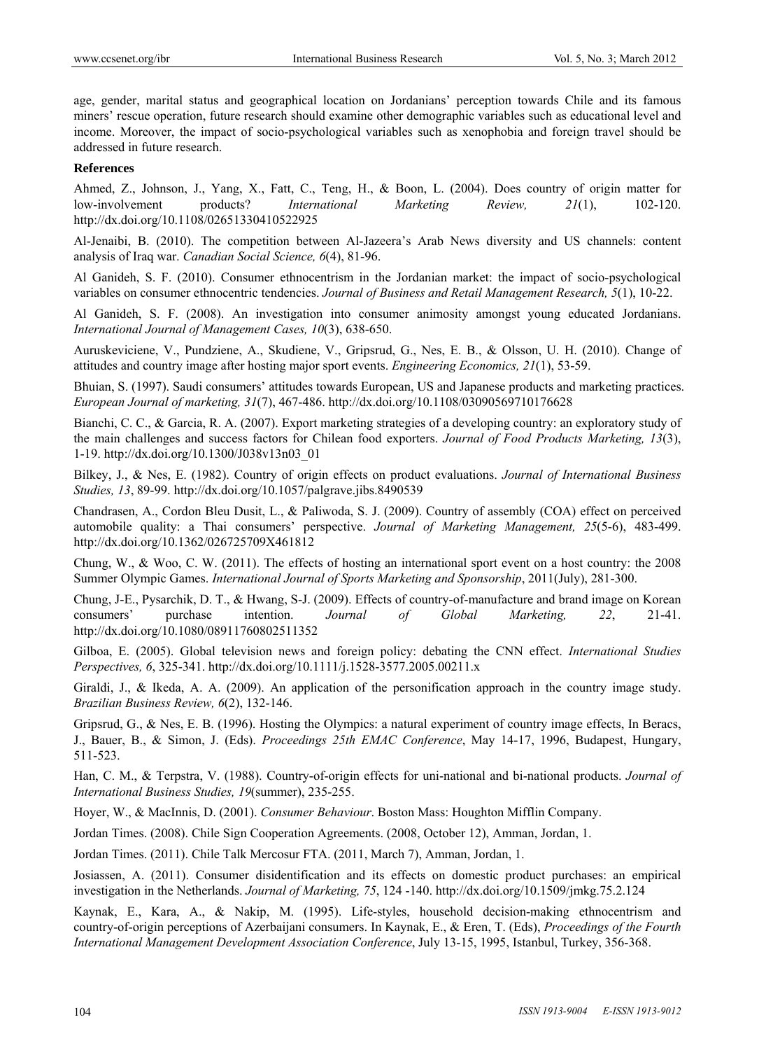age, gender, marital status and geographical location on Jordanians' perception towards Chile and its famous miners' rescue operation, future research should examine other demographic variables such as educational level and income. Moreover, the impact of socio-psychological variables such as xenophobia and foreign travel should be addressed in future research.

**References**

Ahmed, Z., Johnson, J., Yang, X., Fatt, C., Teng, H., & Boon, L. (2004). Does country of origin matter for low-involvement products? *International Marketing Review, 21*(1), 102-120. http://dx.doi.org/10.1108/02651330410522925

Al-Jenaibi, B. (2010). The competition between Al-Jazeera's Arab News diversity and US channels: content analysis of Iraq war. *Canadian Social Science, 6*(4), 81-96.

Al Ganideh, S. F. (2010). Consumer ethnocentrism in the Jordanian market: the impact of socio-psychological variables on consumer ethnocentric tendencies. *Journal of Business and Retail Management Research, 5*(1), 10-22.

Al Ganideh, S. F. (2008). An investigation into consumer animosity amongst young educated Jordanians. *International Journal of Management Cases, 10*(3), 638-650.

Auruskeviciene, V., Pundziene, A., Skudiene, V., Gripsrud, G., Nes, E. B., & Olsson, U. H. (2010). Change of attitudes and country image after hosting major sport events. *Engineering Economics, 21*(1), 53-59.

Bhuian, S. (1997). Saudi consumers' attitudes towards European, US and Japanese products and marketing practices. *European Journal of marketing, 31*(7), 467-486. http://dx.doi.org/10.1108/03090569710176628

Bianchi, C. C., & Garcia, R. A. (2007). Export marketing strategies of a developing country: an exploratory study of the main challenges and success factors for Chilean food exporters. *Journal of Food Products Marketing, 13*(3), 1-19. http://dx.doi.org/10.1300/J038v13n03_01

Bilkey, J., & Nes, E. (1982). Country of origin effects on product evaluations. *Journal of International Business Studies, 13*, 89-99. http://dx.doi.org/10.1057/palgrave.jibs.8490539

Chandrasen, A., Cordon Bleu Dusit, L., & Paliwoda, S. J. (2009). Country of assembly (COA) effect on perceived automobile quality: a Thai consumers' perspective. *Journal of Marketing Management, 25*(5-6), 483-499. http://dx.doi.org/10.1362/026725709X461812

Chung, W., & Woo, C. W. (2011). The effects of hosting an international sport event on a host country: the 2008 Summer Olympic Games. *International Journal of Sports Marketing and Sponsorship*, 2011(July), 281-300.

Chung, J-E., Pysarchik, D. T., & Hwang, S-J. (2009). Effects of country-of-manufacture and brand image on Korean consumers' purchase intention. *Journal of Global Marketing, 22*, 21-41. http://dx.doi.org/10.1080/08911760802511352

Gilboa, E. (2005). Global television news and foreign policy: debating the CNN effect. *International Studies Perspectives, 6*, 325-341. http://dx.doi.org/10.1111/j.1528-3577.2005.00211.x

Giraldi, J., & Ikeda, A. A. (2009). An application of the personification approach in the country image study. *Brazilian Business Review, 6*(2), 132-146.

Gripsrud, G., & Nes, E. B. (1996). Hosting the Olympics: a natural experiment of country image effects, In Beracs, J., Bauer, B., & Simon, J. (Eds). *Proceedings 25th EMAC Conference*, May 14-17, 1996, Budapest, Hungary, 511-523.

Han, C. M., & Terpstra, V. (1988). Country-of-origin effects for uni-national and bi-national products. *Journal of International Business Studies, 19*(summer), 235-255.

Hoyer, W., & MacInnis, D. (2001). *Consumer Behaviour*. Boston Mass: Houghton Mifflin Company.

Jordan Times. (2008). Chile Sign Cooperation Agreements. (2008, October 12), Amman, Jordan, 1.

Jordan Times. (2011). Chile Talk Mercosur FTA. (2011, March 7), Amman, Jordan, 1.

Josiassen, A. (2011). Consumer disidentification and its effects on domestic product purchases: an empirical investigation in the Netherlands. *Journal of Marketing, 75*, 124 -140. http://dx.doi.org/10.1509/jmkg.75.2.124

Kaynak, E., Kara, A., & Nakip, M. (1995). Life-styles, household decision-making ethnocentrism and country-of-origin perceptions of Azerbaijani consumers. In Kaynak, E., & Eren, T. (Eds), *Proceedings of the Fourth International Management Development Association Conference*, July 13-15, 1995, Istanbul, Turkey, 356-368.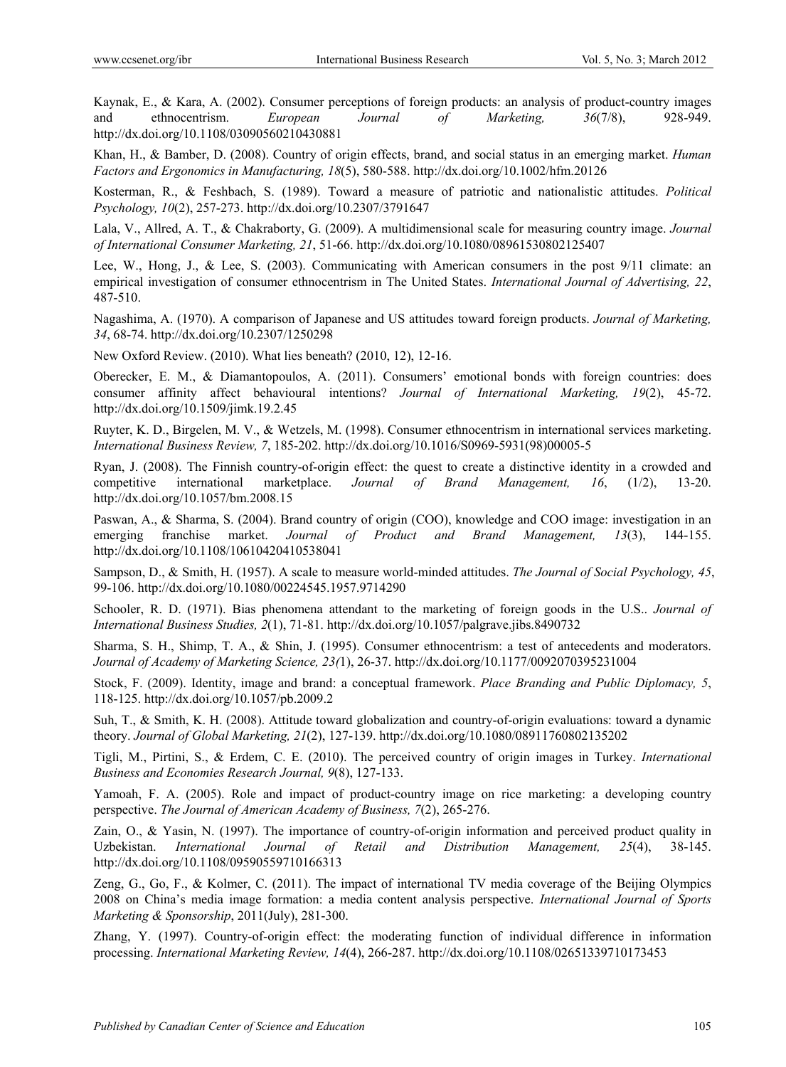Kaynak, E., & Kara, A. (2002). Consumer perceptions of foreign products: an analysis of product-country images and ethnocentrism. *European Journal of Marketing, 36*(7/8), 928-949. http://dx.doi.org/10.1108/03090560210430881

Khan, H., & Bamber, D. (2008). Country of origin effects, brand, and social status in an emerging market. *Human Factors and Ergonomics in Manufacturing, 18*(5), 580-588. http://dx.doi.org/10.1002/hfm.20126

Kosterman, R., & Feshbach, S. (1989). Toward a measure of patriotic and nationalistic attitudes. *Political Psychology, 10*(2), 257-273. http://dx.doi.org/10.2307/3791647

Lala, V., Allred, A. T., & Chakraborty, G. (2009). A multidimensional scale for measuring country image. *Journal of International Consumer Marketing, 21*, 51-66. http://dx.doi.org/10.1080/08961530802125407

Lee, W., Hong, J., & Lee, S. (2003). Communicating with American consumers in the post 9/11 climate: an empirical investigation of consumer ethnocentrism in The United States. *International Journal of Advertising, 22*, 487-510.

Nagashima, A. (1970). A comparison of Japanese and US attitudes toward foreign products. *Journal of Marketing, 34*, 68-74. http://dx.doi.org/10.2307/1250298

New Oxford Review. (2010). What lies beneath? (2010, 12), 12-16.

Oberecker, E. M., & Diamantopoulos, A. (2011). Consumers' emotional bonds with foreign countries: does consumer affinity affect behavioural intentions? *Journal of International Marketing, 19*(2), 45-72. http://dx.doi.org/10.1509/jimk.19.2.45

Ruyter, K. D., Birgelen, M. V., & Wetzels, M. (1998). Consumer ethnocentrism in international services marketing. *International Business Review, 7*, 185-202. http://dx.doi.org/10.1016/S0969-5931(98)00005-5

Ryan, J. (2008). The Finnish country-of-origin effect: the quest to create a distinctive identity in a crowded and competitive international marketplace. *Journal of Brand Management, 16*, (1/2), 13-20. http://dx.doi.org/10.1057/bm.2008.15

Paswan, A., & Sharma, S. (2004). Brand country of origin (COO), knowledge and COO image: investigation in an emerging franchise market. *Journal of Product and Brand Management, 13*(3), 144-155. http://dx.doi.org/10.1108/10610420410538041

Sampson, D., & Smith, H. (1957). A scale to measure world-minded attitudes. *The Journal of Social Psychology, 45*, 99-106. http://dx.doi.org/10.1080/00224545.1957.9714290

Schooler, R. D. (1971). Bias phenomena attendant to the marketing of foreign goods in the U.S.. *Journal of International Business Studies, 2*(1), 71-81. http://dx.doi.org/10.1057/palgrave.jibs.8490732

Sharma, S. H., Shimp, T. A., & Shin, J. (1995). Consumer ethnocentrism: a test of antecedents and moderators. *Journal of Academy of Marketing Science, 23(*1), 26-37. http://dx.doi.org/10.1177/0092070395231004

Stock, F. (2009). Identity, image and brand: a conceptual framework. *Place Branding and Public Diplomacy, 5*, 118-125. http://dx.doi.org/10.1057/pb.2009.2

Suh, T., & Smith, K. H. (2008). Attitude toward globalization and country-of-origin evaluations: toward a dynamic theory. *Journal of Global Marketing, 21*(2), 127-139. http://dx.doi.org/10.1080/08911760802135202

Tigli, M., Pirtini, S., & Erdem, C. E. (2010). The perceived country of origin images in Turkey. *International Business and Economies Research Journal, 9*(8), 127-133.

Yamoah, F. A. (2005). Role and impact of product-country image on rice marketing: a developing country perspective. *The Journal of American Academy of Business, 7*(2), 265-276.

Zain, O., & Yasin, N. (1997). The importance of country-of-origin information and perceived product quality in Uzbekistan. *International Journal of Retail and Distribution Management, 25*(4), 38-145. http://dx.doi.org/10.1108/09590559710166313

Zeng, G., Go, F., & Kolmer, C. (2011). The impact of international TV media coverage of the Beijing Olympics 2008 on China's media image formation: a media content analysis perspective. *International Journal of Sports Marketing & Sponsorship*, 2011(July), 281-300.

Zhang, Y. (1997). Country-of-origin effect: the moderating function of individual difference in information processing. *International Marketing Review, 14*(4), 266-287. http://dx.doi.org/10.1108/02651339710173453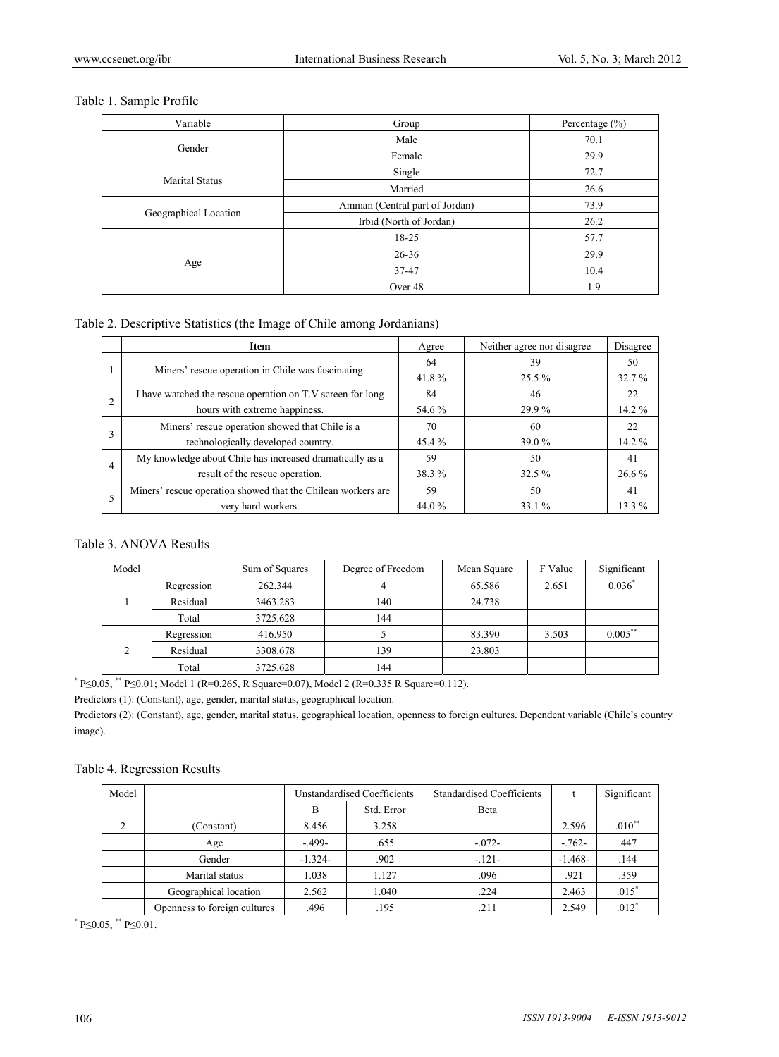Table 1. Sample Profile

| Variable | Group | Percentage (%) |
|---|---|---|
| Gender | Male | 70.1 |
| | Female | 29.9 |
| Marital Status | Single | 72.7 |
| | Married | 26.6 |
| Geographical Location | Amman (Central part of Jordan) | 73.9 |
| | Irbid (North of Jordan) | 26.2 |
| Age | 18-25 | 57.7 |
| | 26-36 | 29.9 |
| | 37-47 | 10.4 |
| | Over 48 | 1.9 |

Table 2. Descriptive Statistics (the Image of Chile among Jordanians)

| | Item | Agree | Neither agree nor disagree | Disagree |
|---|---|---|---|---|
| 1 | Miners' rescue operation in Chile was fascinating. | 64<br>41.8 % | 39<br>25.5 % | 50<br>32.7 % |
| 2 | I have watched the rescue operation on T.V screen for long hours with extreme happiness. | 84<br>54.6 % | 46<br>29.9 % | 22<br>14.2 % |
| 3 | Miners' rescue operation showed that Chile is a technologically developed country. | 70<br>45.4 % | 60<br>39.0 % | 22<br>14.2 % |
| 4 | My knowledge about Chile has increased dramatically as a result of the rescue operation. | 59<br>38.3 % | 50<br>32.5 % | 41<br>26.6 % |
| 5 | Miners' rescue operation showed that the Chilean workers are very hard workers. | 59<br>44.0 % | 50<br>33.1 % | 41<br>13.3 % |

Table 3. ANOVA Results

| Model | | Sum of Squares | Degree of Freedom | Mean Square | F Value | Significant |
|---|---|---|---|---|---|---|
| 1 | Regression | 262.344 | 4 | 65.586 | 2.651 | 0.036* |
| | Residual | 3463.283 | 140 | 24.738 | | |
| | Total | 3725.628 | 144 | | | |
| 2 | Regression | 416.950 | 5 | 83.390 | 3.503 | 0.005** |
| | Residual | 3308.678 | 139 | 23.803 | | |
| | Total | 3725.628 | 144 | | | |

* $P \leq 0.05$, ** $P \leq 0.01$; Model 1 ($R=0.265$, R Square=0.07), Model 2 ($R=0.335$ R Square=0.112).

Predictors (1): (Constant), age, gender, marital status, geographical location.

Predictors (2): (Constant), age, gender, marital status, geographical location, openness to foreign cultures. Dependent variable (Chile's country image).

Table 4. Regression Results

| Model | | Unstandardised Coefficients | | Standardised Coefficients | t | Significant |
|---|---|---|---|---|---|---|
| | | B | Std. Error | Beta | | |
| 2 | (Constant) | 8.456 | 3.258 | | 2.596 | .010** |
| | Age | -.499- | .655 | -.072- | -.762- | .447 |
| | Gender | -1.324- | .902 | -.121- | -1.468- | .144 |
| | Marital status | 1.038 | 1.127 | .096 | .921 | .359 |
| | Geographical location | 2.562 | 1.040 | .224 | 2.463 | .015* |
| | Openness to foreign cultures | .496 | .195 | .211 | 2.549 | .012* |

* $P \leq 0.05$, ** $P \leq 0.01$.